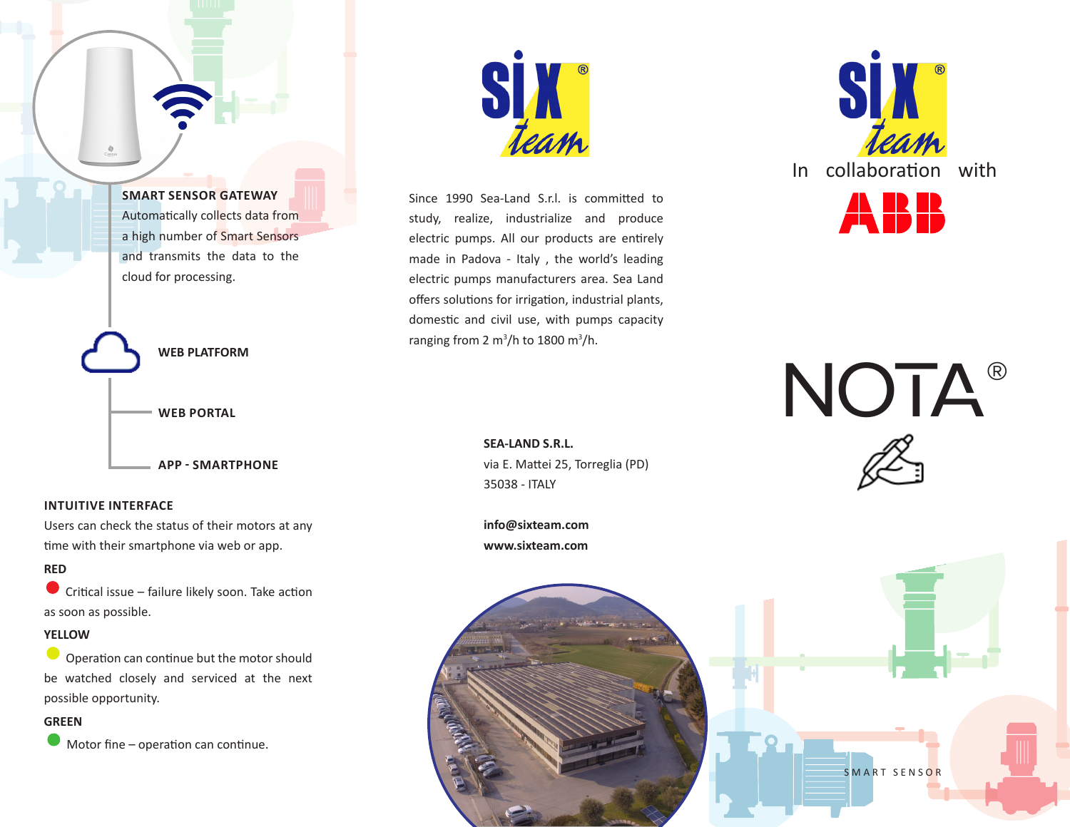## SMART SENSOR GATEWAY

Automatically collects data from a high number of Smart Sensors and transmits the data to the cloud for processing.

**WEB PLATFORM**

**WEB PORTAL**

**APP - SMARTPHONE**

## INTUITIVE INTERFACE

Users can check the status of their motors at any time with their smartphone via web or app.

**RED**

Critical issue – failure likely soon. Take action as soon as possible.

**YELLOW**

Operation can continue but the motor should be watched closely and serviced at the next possible opportunity.

**GREEN**

Motor fine – operation can continue.

SIX team®

Since 1990 Sea-Land S.r.l. is committed to study, realize, industrialize and produce electric pumps. All our products are entirely made in Padova - Italy , the world's leading electric pumps manufacturers area. Sea Land offers solutions for irrigation, industrial plants, domestic and civil use, with pumps capacity ranging from 2 $m^3/h$ to 1800 $m^3/h$.

**SEA-LAND S.R.L.**
via E. Mattei 25, Torreglia (PD)
35038 - ITALY

**info@sixteam.com**
**www.sixteam.com**

SIX team®

In collaboration with

ABB

# NOTA®

SMART SENSOR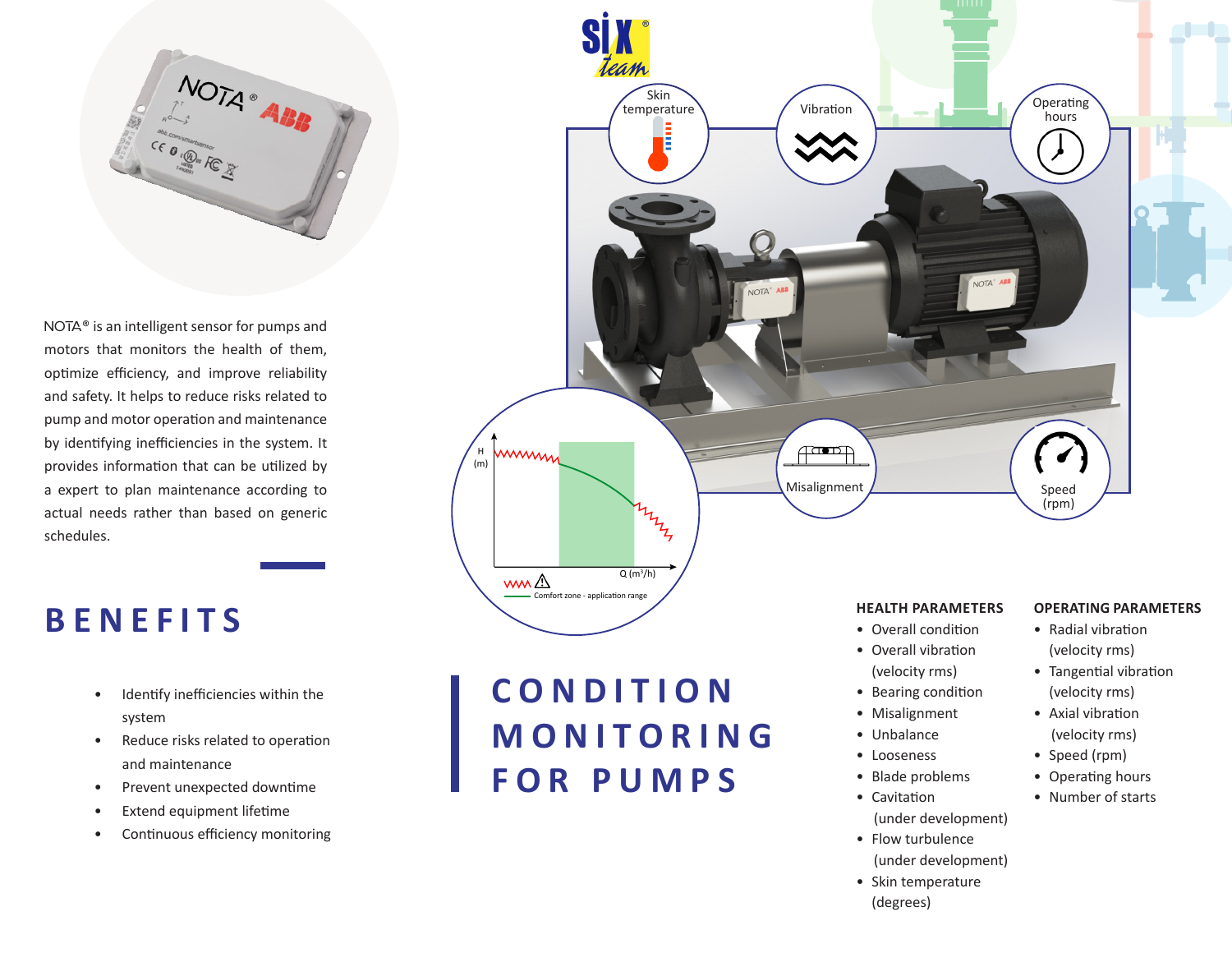NOTA® is an intelligent sensor for pumps and motors that monitors the health of them, optimize efficiency, and improve reliability and safety. It helps to reduce risks related to pump and motor operation and maintenance by identifying inefficiencies in the system. It provides information that can be utilized by a expert to plan maintenance according to actual needs rather than based on generic schedules.

Skin temperature

Vibration

Operating hours

Misalignment

Speed (rpm)

H (m)

Q (m³/h)

Comfort zone - application range

## BENEFITS

- Identify inefficiencies within the system
- Reduce risks related to operation and maintenance
- Prevent unexpected downtime
- Extend equipment lifetime
- Continuous efficiency monitoring

# CONDITION MONITORING FOR PUMPS

### HEALTH PARAMETERS

- Overall condition
- Overall vibration (velocity rms)
- Bearing condition
- Misalignment
- Unbalance
- Looseness
- Blade problems
- Cavitation (under development)
- Flow turbulence (under development)
- Skin temperature (degrees)

### OPERATING PARAMETERS

- Radial vibration (velocity rms)
- Tangential vibration (velocity rms)
- Axial vibration (velocity rms)
- Speed (rpm)
- Operating hours
- Number of starts